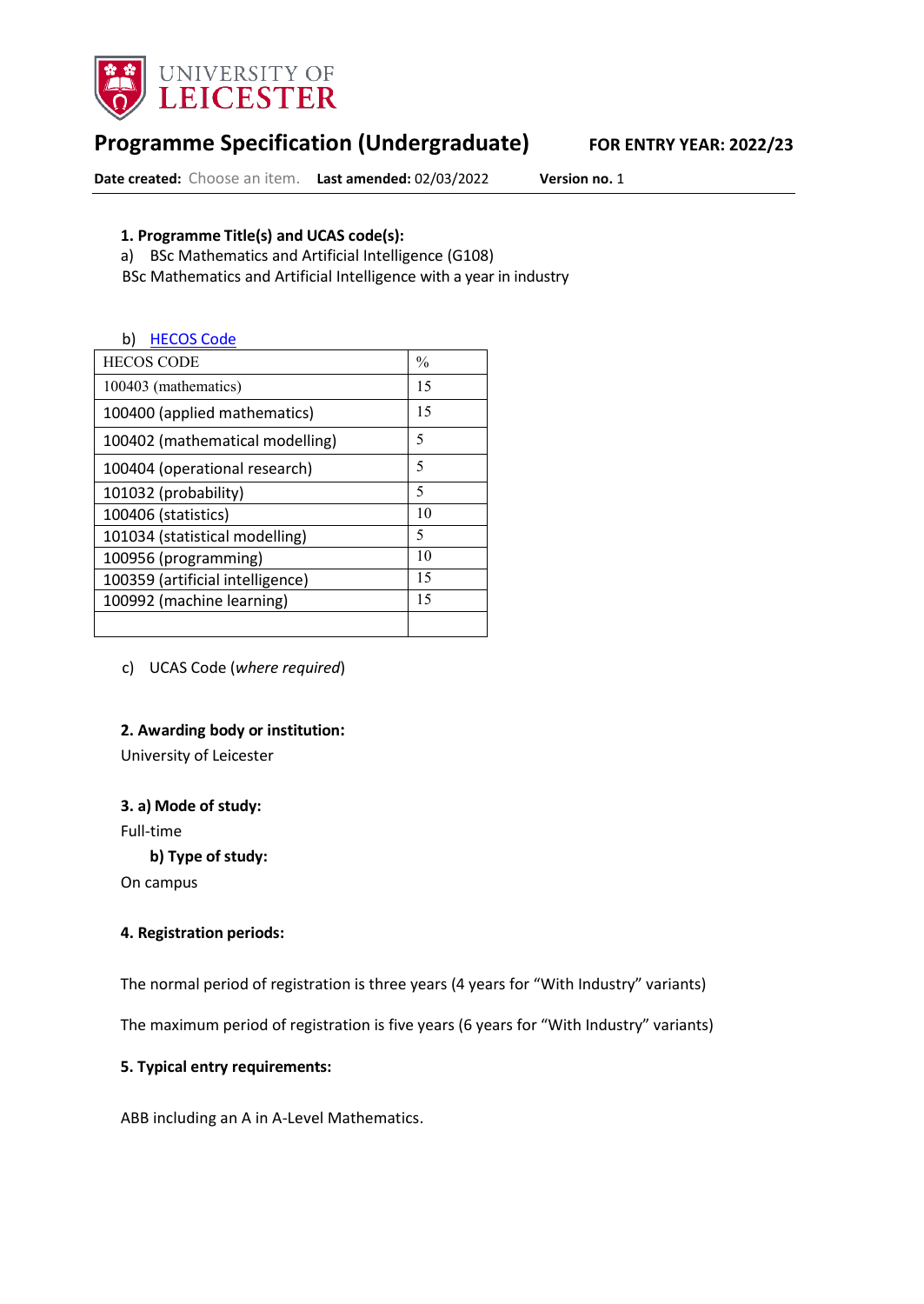# Programme Specification (Undergraduate)

**FOR ENTRY YEAR: 2022/23**

**Date created:** Choose an item. **Last amended:** 02/03/2022 **Version no.** 1

---

**1. Programme Title(s) and UCAS code(s):**

a) BSc Mathematics and Artificial Intelligence (G108)

BSc Mathematics and Artificial Intelligence with a year in industry

b) HECOS Code

| HECOS CODE | % |
|---|---|
| 100403 (mathematics) | 15 |
| 100400 (applied mathematics) | 15 |
| 100402 (mathematical modelling) | 5 |
| 100404 (operational research) | 5 |
| 101032 (probability) | 5 |
| 100406 (statistics) | 10 |
| 101034 (statistical modelling) | 5 |
| 100956 (programming) | 10 |
| 100359 (artificial intelligence) | 15 |
| 100992 (machine learning) | 15 |
| | |

c) UCAS Code (*where required*)

**2. Awarding body or institution:**

University of Leicester

**3. a) Mode of study:**

Full-time

**b) Type of study:**

On campus

**4. Registration periods:**

The normal period of registration is three years (4 years for "With Industry" variants)

The maximum period of registration is five years (6 years for "With Industry" variants)

**5. Typical entry requirements:**

ABB including an A in A-Level Mathematics.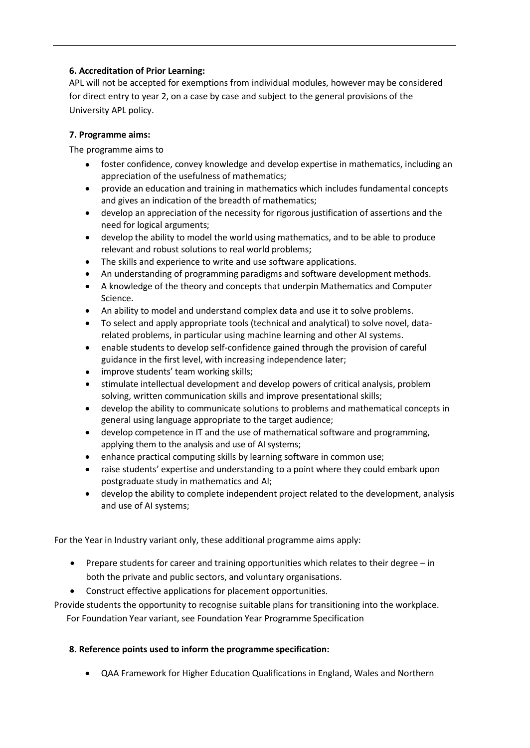**6. Accreditation of Prior Learning:**

APL will not be accepted for exemptions from individual modules, however may be considered for direct entry to year 2, on a case by case and subject to the general provisions of the University APL policy.

**7. Programme aims:**

The programme aims to

- foster confidence, convey knowledge and develop expertise in mathematics, including an appreciation of the usefulness of mathematics;
- provide an education and training in mathematics which includes fundamental concepts and gives an indication of the breadth of mathematics;
- develop an appreciation of the necessity for rigorous justification of assertions and the need for logical arguments;
- develop the ability to model the world using mathematics, and to be able to produce relevant and robust solutions to real world problems;
- The skills and experience to write and use software applications.
- An understanding of programming paradigms and software development methods.
- A knowledge of the theory and concepts that underpin Mathematics and Computer Science.
- An ability to model and understand complex data and use it to solve problems.
- To select and apply appropriate tools (technical and analytical) to solve novel, data-related problems, in particular using machine learning and other AI systems.
- enable students to develop self-confidence gained through the provision of careful guidance in the first level, with increasing independence later;
- improve students' team working skills;
- stimulate intellectual development and develop powers of critical analysis, problem solving, written communication skills and improve presentational skills;
- develop the ability to communicate solutions to problems and mathematical concepts in general using language appropriate to the target audience;
- develop competence in IT and the use of mathematical software and programming, applying them to the analysis and use of AI systems;
- enhance practical computing skills by learning software in common use;
- raise students' expertise and understanding to a point where they could embark upon postgraduate study in mathematics and AI;
- develop the ability to complete independent project related to the development, analysis and use of AI systems;

For the Year in Industry variant only, these additional programme aims apply:

- Prepare students for career and training opportunities which relates to their degree – in both the private and public sectors, and voluntary organisations.
- Construct effective applications for placement opportunities.

Provide students the opportunity to recognise suitable plans for transitioning into the workplace.

For Foundation Year variant, see Foundation Year Programme Specification

**8. Reference points used to inform the programme specification:**

- QAA Framework for Higher Education Qualifications in England, Wales and Northern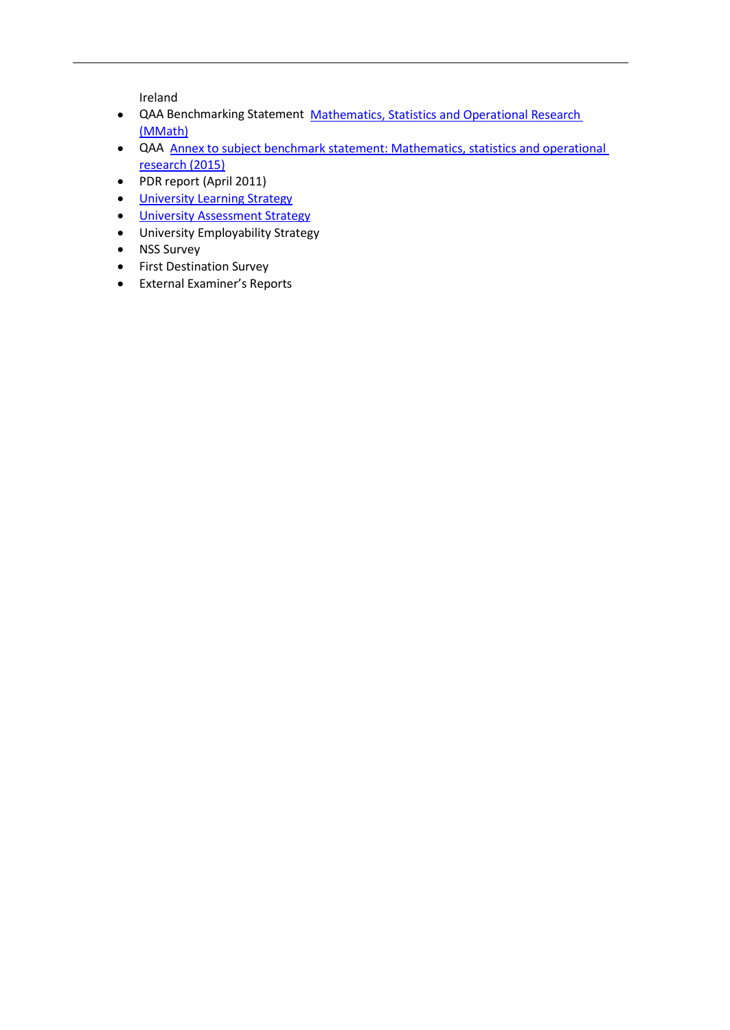Ireland

- QAA Benchmarking Statement Mathematics, Statistics and Operational Research (MMath)
- QAA Annex to subject benchmark statement: Mathematics, statistics and operational research (2015)
- PDR report (April 2011)
- University Learning Strategy
- University Assessment Strategy
- University Employability Strategy
- NSS Survey
- First Destination Survey
- External Examiner's Reports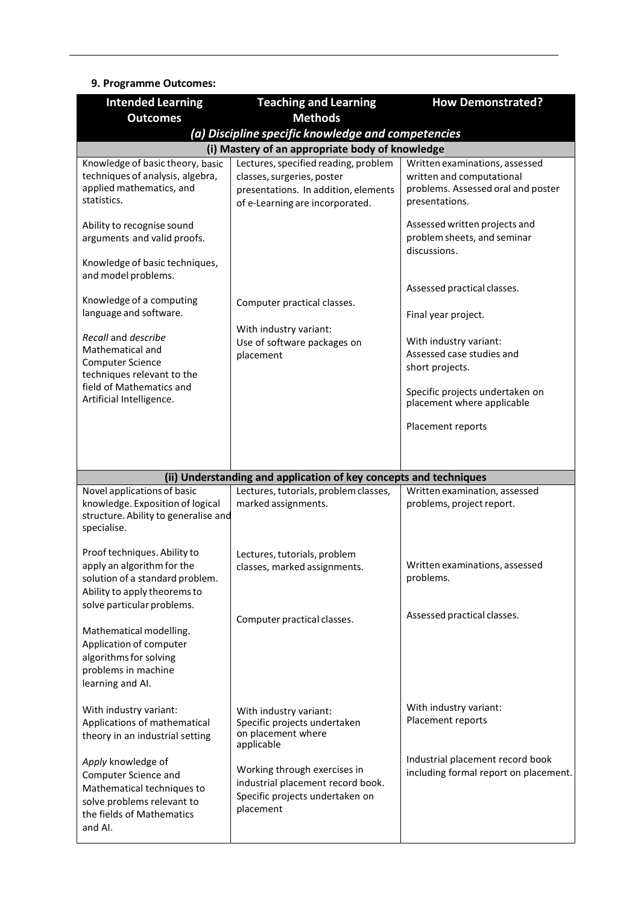**9. Programme Outcomes:**

| Intended Learning Outcomes | Teaching and Learning Methods | How Demonstrated? |
|---|---|---|
| ***(a) Discipline specific knowledge and competencies*** | | |
| **(i) Mastery of an appropriate body of knowledge** | | |
| Knowledge of basic theory, basic techniques of analysis, algebra, applied mathematics, and statistics.<br><br>Ability to recognise sound arguments and valid proofs.<br><br>Knowledge of basic techniques, and model problems.<br><br>Knowledge of a computing language and software.<br><br>*Recall* and *describe* Mathematical and Computer Science techniques relevant to the field of Mathematics and Artificial Intelligence. | Lectures, specified reading, problem classes, surgeries, poster presentations. In addition, elements of e-Learning are incorporated.<br><br>Computer practical classes.<br><br>With industry variant:<br>Use of software packages on placement | Written examinations, assessed written and computational problems. Assessed oral and poster presentations.<br><br>Assessed written projects and problem sheets, and seminar discussions.<br><br>Assessed practical classes.<br><br>Final year project.<br><br>With industry variant:<br>Assessed case studies and short projects.<br><br>Specific projects undertaken on placement where applicable<br><br>Placement reports |
| **(ii) Understanding and application of key concepts and techniques** | | |
| Novel applications of basic knowledge. Exposition of logical structure. Ability to generalise and specialise.<br><br>Proof techniques. Ability to apply an algorithm for the solution of a standard problem. Ability to apply theorems to solve particular problems.<br><br>Mathematical modelling. Application of computer algorithms for solving problems in machine learning and AI.<br><br>With industry variant:<br>Applications of mathematical theory in an industrial setting<br><br>*Apply* knowledge of Computer Science and Mathematical techniques to solve problems relevant to the fields of Mathematics and AI. | Lectures, tutorials, problem classes, marked assignments.<br><br>Lectures, tutorials, problem classes, marked assignments.<br><br>Computer practical classes.<br><br>With industry variant:<br>Specific projects undertaken on placement where applicable<br><br>Working through exercises in industrial placement record book. Specific projects undertaken on placement | Written examination, assessed problems, project report.<br><br>Written examinations, assessed problems.<br><br>Assessed practical classes.<br><br>With industry variant:<br>Placement reports<br><br>Industrial placement record book including formal report on placement. |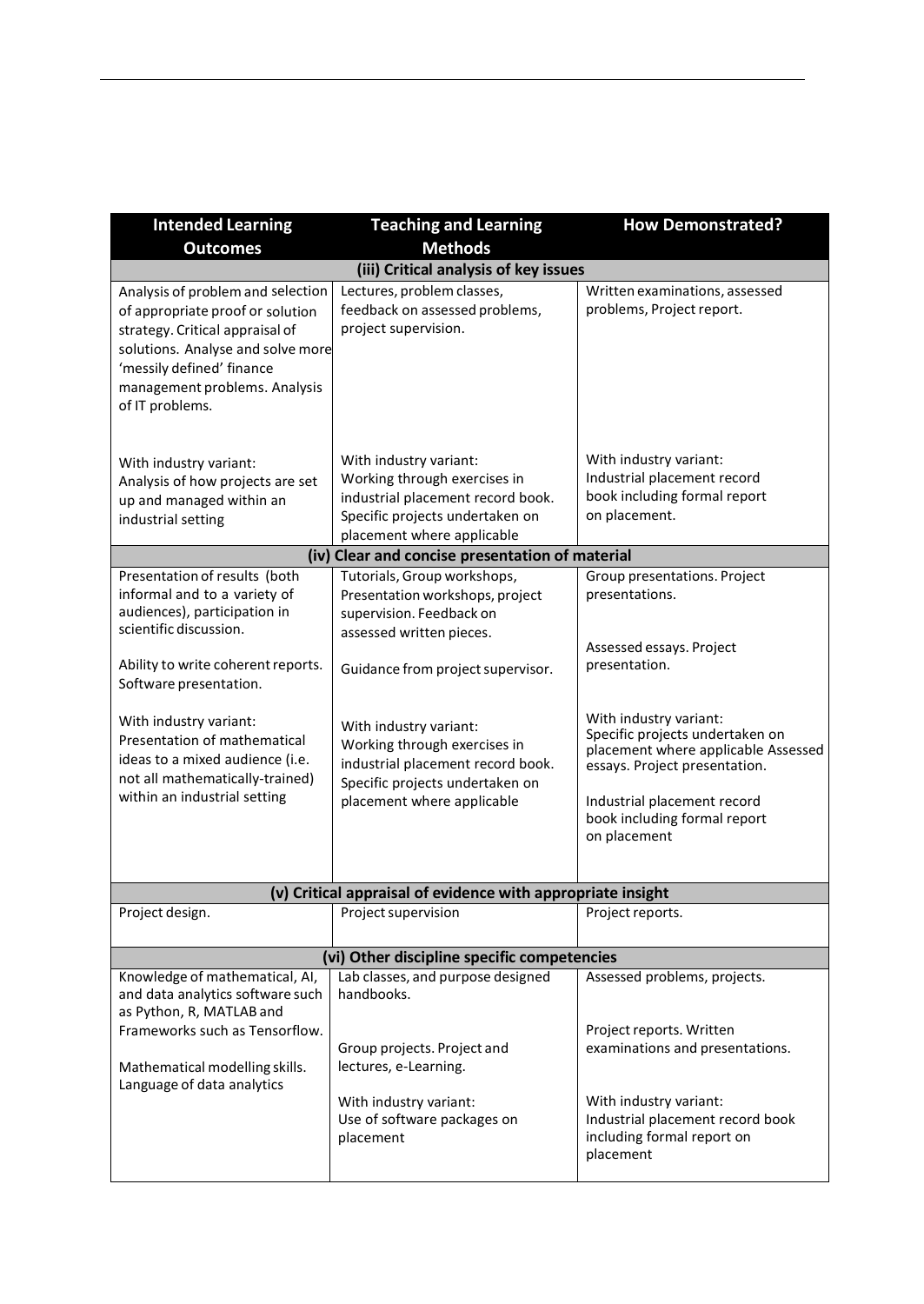| Intended Learning Outcomes | Teaching and Learning Methods | How Demonstrated? |
|---|---|---|
| **(iii) Critical analysis of key issues** | | |
| Analysis of problem and selection of appropriate proof or solution strategy. Critical appraisal of solutions. Analyse and solve more 'messily defined' finance management problems. Analysis of IT problems.<br><br>With industry variant:<br>Analysis of how projects are set up and managed within an industrial setting | Lectures, problem classes, feedback on assessed problems, project supervision.<br><br>With industry variant:<br>Working through exercises in industrial placement record book. Specific projects undertaken on placement where applicable | Written examinations, assessed problems, Project report.<br><br>With industry variant:<br>Industrial placement record book including formal report on placement. |
| **(iv) Clear and concise presentation of material** | | |
| Presentation of results (both informal and to a variety of audiences), participation in scientific discussion.<br><br>Ability to write coherent reports. Software presentation.<br><br>With industry variant:<br>Presentation of mathematical ideas to a mixed audience (i.e. not all mathematically-trained) within an industrial setting | Tutorials, Group workshops, Presentation workshops, project supervision. Feedback on assessed written pieces.<br><br>Guidance from project supervisor.<br><br>With industry variant:<br>Working through exercises in industrial placement record book. Specific projects undertaken on placement where applicable | Group presentations. Project presentations.<br><br>Assessed essays. Project presentation.<br><br>With industry variant:<br>Specific projects undertaken on placement where applicable Assessed essays. Project presentation.<br><br>Industrial placement record book including formal report on placement |
| **(v) Critical appraisal of evidence with appropriate insight** | | |
| Project design. | Project supervision | Project reports. |
| **(vi) Other discipline specific competencies** | | |
| Knowledge of mathematical, AI, and data analytics software such as Python, R, MATLAB and Frameworks such as Tensorflow.<br><br>Mathematical modelling skills. Language of data analytics | Lab classes, and purpose designed handbooks.<br><br>Group projects. Project and lectures, e-Learning.<br><br>With industry variant:<br>Use of software packages on placement | Assessed problems, projects.<br><br>Project reports. Written examinations and presentations.<br><br>With industry variant:<br>Industrial placement record book including formal report on placement |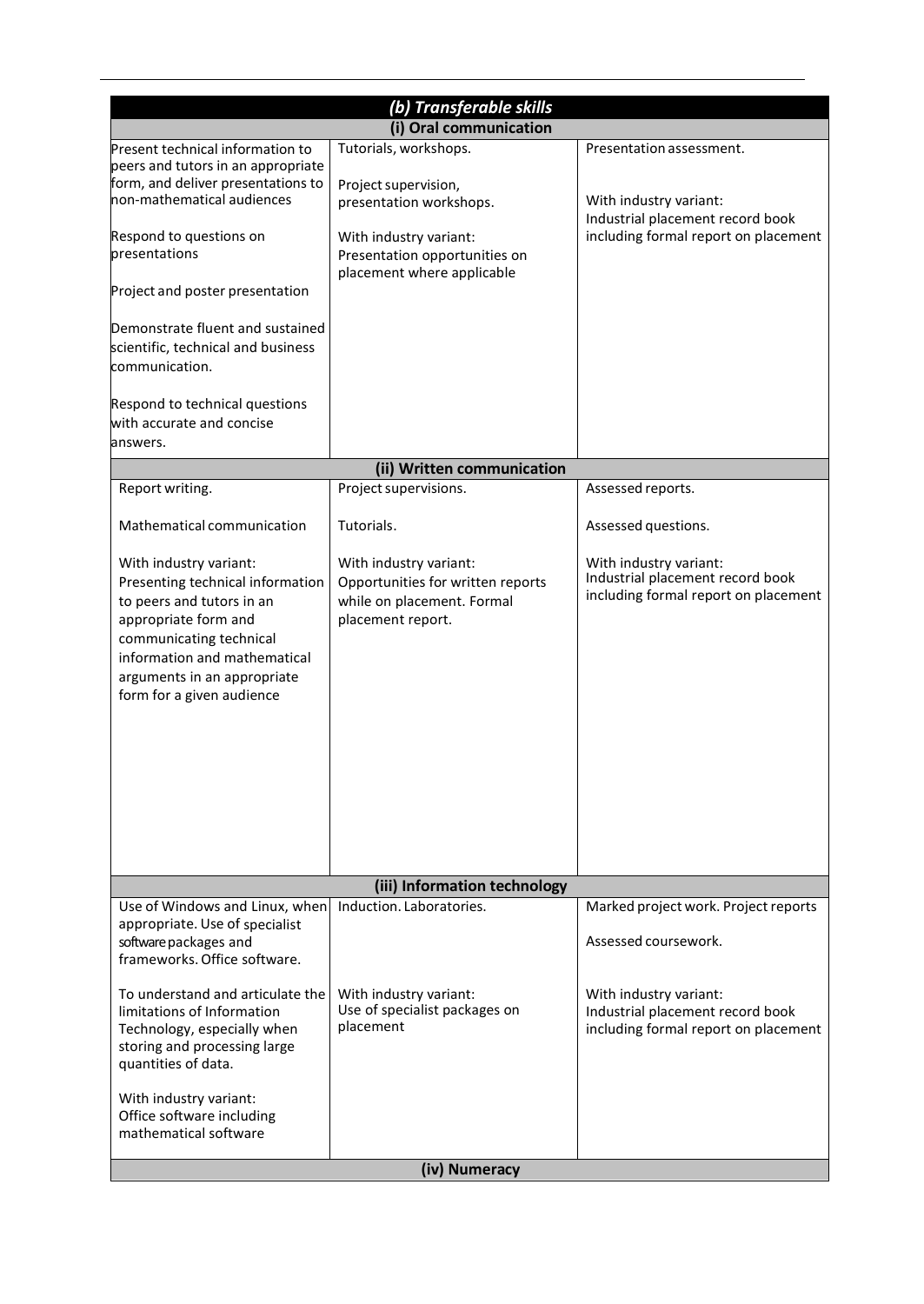| *(b) Transferable skills* | | |
|---|---|---|
| **(i) Oral communication** | | |
| Present technical information to peers and tutors in an appropriate form, and deliver presentations to non-mathematical audiences<br><br>Respond to questions on presentations<br><br>Project and poster presentation<br><br>Demonstrate fluent and sustained scientific, technical and business communication.<br><br>Respond to technical questions with accurate and concise answers. | Tutorials, workshops.<br><br>Project supervision, presentation workshops.<br><br>With industry variant:<br>Presentation opportunities on placement where applicable | Presentation assessment.<br><br>With industry variant:<br>Industrial placement record book including formal report on placement |
| **(ii) Written communication** | | |
| Report writing.<br><br>Mathematical communication<br><br>With industry variant:<br>Presenting technical information to peers and tutors in an appropriate form and communicating technical information and mathematical arguments in an appropriate form for a given audience | Project supervisions.<br><br>Tutorials.<br><br>With industry variant:<br>Opportunities for written reports while on placement. Formal placement report. | Assessed reports.<br><br>Assessed questions.<br><br>With industry variant:<br>Industrial placement record book including formal report on placement |
| **(iii) Information technology** | | |
| Use of Windows and Linux, when appropriate. Use of specialist software packages and frameworks. Office software.<br><br>To understand and articulate the limitations of Information Technology, especially when storing and processing large quantities of data.<br><br>With industry variant:<br>Office software including mathematical software | Induction. Laboratories.<br><br>With industry variant:<br>Use of specialist packages on placement | Marked project work. Project reports<br><br>Assessed coursework.<br><br>With industry variant:<br>Industrial placement record book including formal report on placement |
| **(iv) Numeracy** | | |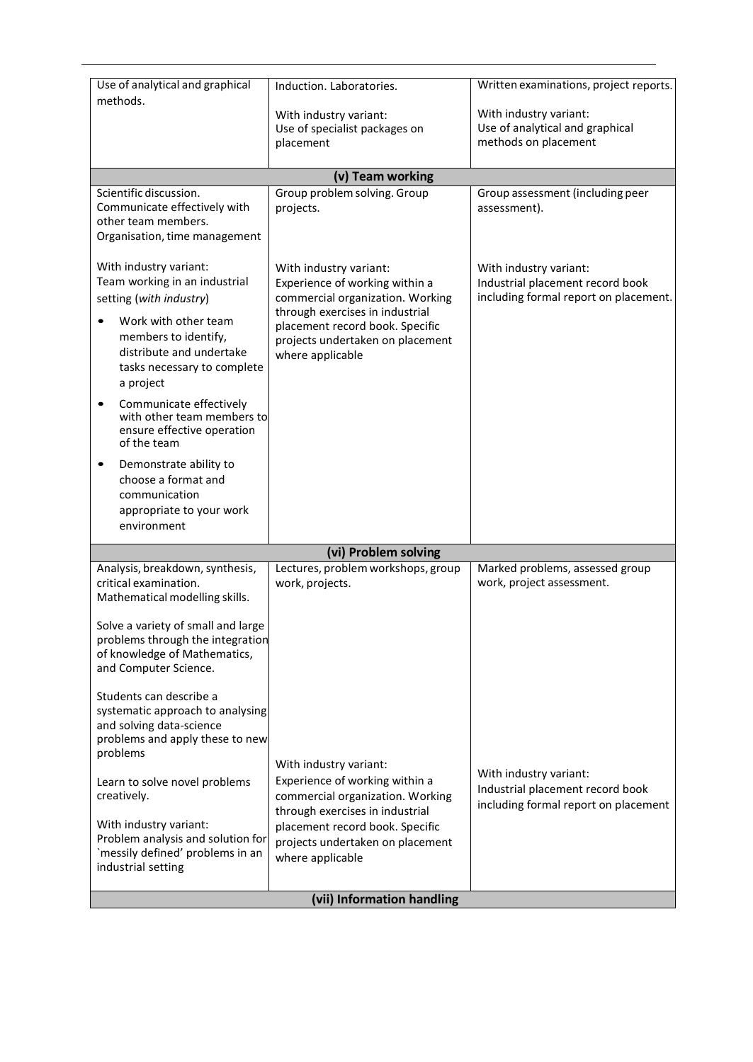| | | |
|---|---|---|
| Use of analytical and graphical methods. | Induction. Laboratories.<br><br>With industry variant:<br>Use of specialist packages on placement | Written examinations, project reports.<br><br>With industry variant:<br>Use of analytical and graphical methods on placement |
| **(v) Team working** | | |
| Scientific discussion. Communicate effectively with other team members. Organisation, time management<br><br>With industry variant:<br>Team working in an industrial setting (*with industry*)<br>• Work with other team members to identify, distribute and undertake tasks necessary to complete a project<br>• Communicate effectively with other team members to ensure effective operation of the team<br>• Demonstrate ability to choose a format and communication appropriate to your work environment | Group problem solving. Group projects.<br><br>With industry variant:<br>Experience of working within a commercial organization. Working through exercises in industrial placement record book. Specific projects undertaken on placement where applicable | Group assessment (including peer assessment).<br><br>With industry variant:<br>Industrial placement record book including formal report on placement. |
| **(vi) Problem solving** | | |
| Analysis, breakdown, synthesis, critical examination. Mathematical modelling skills.<br><br>Solve a variety of small and large problems through the integration of knowledge of Mathematics, and Computer Science.<br><br>Students can describe a systematic approach to analysing and solving data-science problems and apply these to new problems<br><br>Learn to solve novel problems creatively.<br><br>With industry variant:<br>Problem analysis and solution for `messily defined' problems in an industrial setting | Lectures, problem workshops, group work, projects.<br><br>With industry variant:<br>Experience of working within a commercial organization. Working through exercises in industrial placement record book. Specific projects undertaken on placement where applicable | Marked problems, assessed group work, project assessment.<br><br>With industry variant:<br>Industrial placement record book including formal report on placement |
| **(vii) Information handling** | | |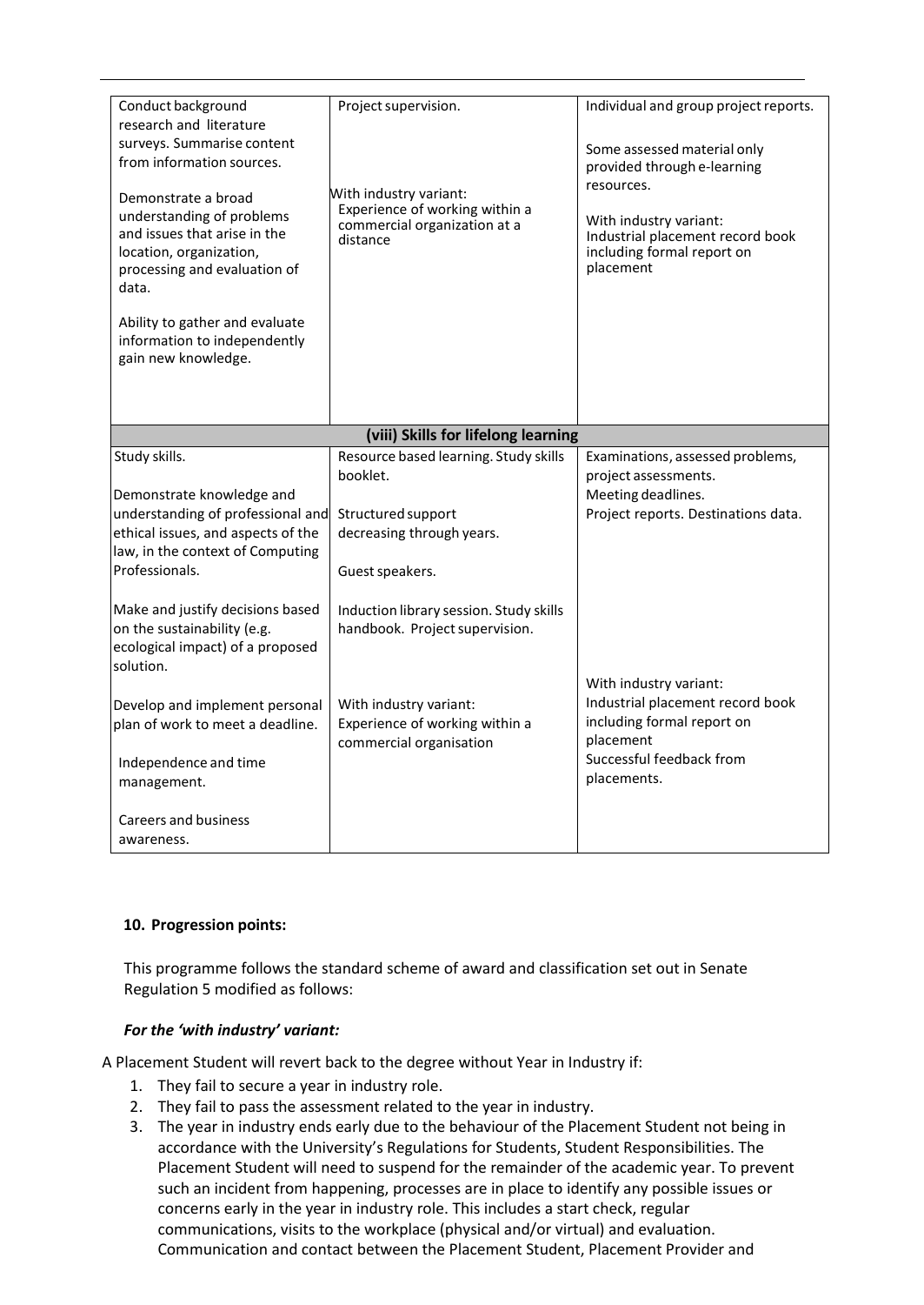| | | |
|---|---|---|
| Conduct background research and literature surveys. Summarise content from information sources.<br><br>Demonstrate a broad understanding of problems and issues that arise in the location, organization, processing and evaluation of data.<br><br>Ability to gather and evaluate information to independently gain new knowledge. | Project supervision.<br><br>With industry variant:<br>Experience of working within a commercial organization at a distance | Individual and group project reports.<br><br>Some assessed material only provided through e-learning resources.<br><br>With industry variant:<br>Industrial placement record book including formal report on placement |
| **(viii) Skills for lifelong learning** | | |
| Study skills.<br><br>Demonstrate knowledge and understanding of professional and ethical issues, and aspects of the law, in the context of Computing Professionals.<br><br>Make and justify decisions based on the sustainability (e.g. ecological impact) of a proposed solution.<br><br>Develop and implement personal plan of work to meet a deadline.<br><br>Independence and time management.<br><br>Careers and business awareness. | Resource based learning. Study skills booklet.<br><br>Structured support decreasing through years.<br><br>Guest speakers.<br><br>Induction library session. Study skills handbook. Project supervision.<br><br>With industry variant:<br>Experience of working within a commercial organisation | Examinations, assessed problems, project assessments.<br>Meeting deadlines.<br>Project reports. Destinations data.<br><br>With industry variant:<br>Industrial placement record book including formal report on placement<br>Successful feedback from placements. |

**10. Progression points:**

This programme follows the standard scheme of award and classification set out in Senate Regulation 5 modified as follows:

***For the 'with industry' variant:***

A Placement Student will revert back to the degree without Year in Industry if:

1. They fail to secure a year in industry role.
2. They fail to pass the assessment related to the year in industry.
3. The year in industry ends early due to the behaviour of the Placement Student not being in accordance with the University's Regulations for Students, Student Responsibilities. The Placement Student will need to suspend for the remainder of the academic year. To prevent such an incident from happening, processes are in place to identify any possible issues or concerns early in the year in industry role. This includes a start check, regular communications, visits to the workplace (physical and/or virtual) and evaluation. Communication and contact between the Placement Student, Placement Provider and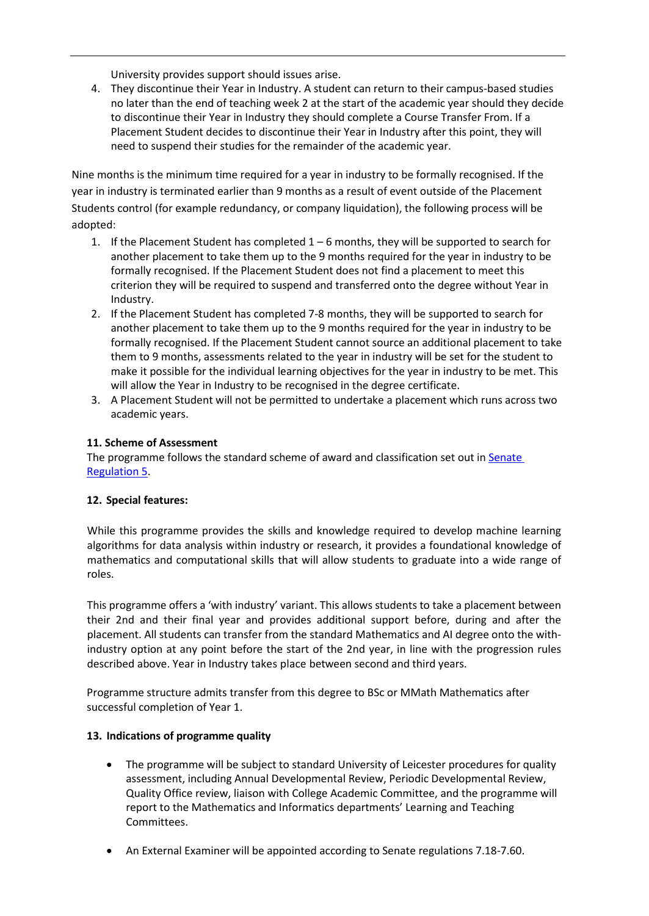University provides support should issues arise.

4. They discontinue their Year in Industry. A student can return to their campus-based studies no later than the end of teaching week 2 at the start of the academic year should they decide to discontinue their Year in Industry they should complete a Course Transfer From. If a Placement Student decides to discontinue their Year in Industry after this point, they will need to suspend their studies for the remainder of the academic year.

Nine months is the minimum time required for a year in industry to be formally recognised. If the year in industry is terminated earlier than 9 months as a result of event outside of the Placement Students control (for example redundancy, or company liquidation), the following process will be adopted:

1. If the Placement Student has completed 1 – 6 months, they will be supported to search for another placement to take them up to the 9 months required for the year in industry to be formally recognised. If the Placement Student does not find a placement to meet this criterion they will be required to suspend and transferred onto the degree without Year in Industry.
2. If the Placement Student has completed 7-8 months, they will be supported to search for another placement to take them up to the 9 months required for the year in industry to be formally recognised. If the Placement Student cannot source an additional placement to take them to 9 months, assessments related to the year in industry will be set for the student to make it possible for the individual learning objectives for the year in industry to be met. This will allow the Year in Industry to be recognised in the degree certificate.
3. A Placement Student will not be permitted to undertake a placement which runs across two academic years.

**11. Scheme of Assessment**

The programme follows the standard scheme of award and classification set out in Senate Regulation 5.

**12. Special features:**

While this programme provides the skills and knowledge required to develop machine learning algorithms for data analysis within industry or research, it provides a foundational knowledge of mathematics and computational skills that will allow students to graduate into a wide range of roles.

This programme offers a 'with industry' variant. This allows students to take a placement between their 2nd and their final year and provides additional support before, during and after the placement. All students can transfer from the standard Mathematics and AI degree onto the with-industry option at any point before the start of the 2nd year, in line with the progression rules described above. Year in Industry takes place between second and third years.

Programme structure admits transfer from this degree to BSc or MMath Mathematics after successful completion of Year 1.

**13. Indications of programme quality**

- The programme will be subject to standard University of Leicester procedures for quality assessment, including Annual Developmental Review, Periodic Developmental Review, Quality Office review, liaison with College Academic Committee, and the programme will report to the Mathematics and Informatics departments' Learning and Teaching Committees.

- An External Examiner will be appointed according to Senate regulations 7.18-7.60.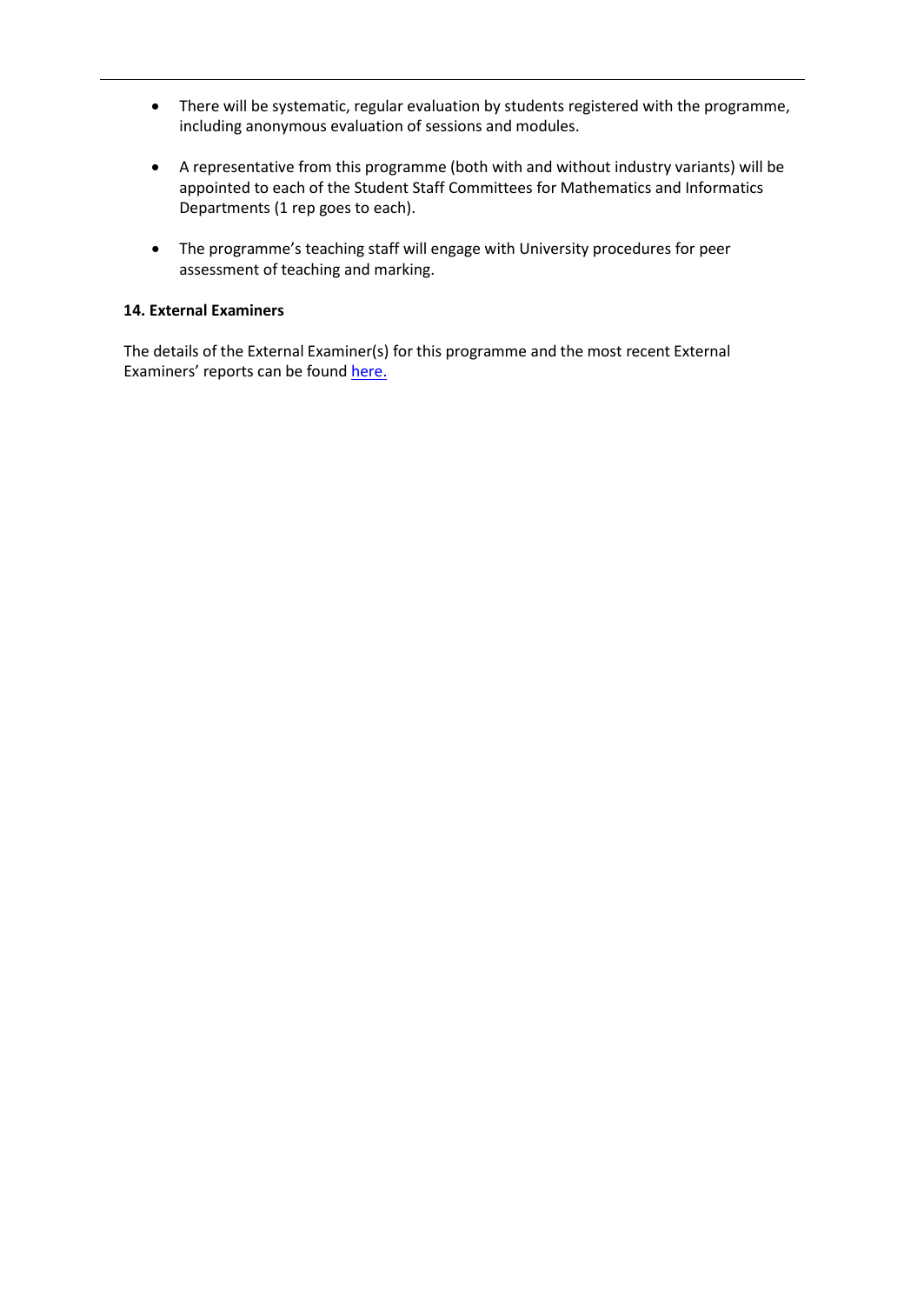- There will be systematic, regular evaluation by students registered with the programme, including anonymous evaluation of sessions and modules.

- A representative from this programme (both with and without industry variants) will be appointed to each of the Student Staff Committees for Mathematics and Informatics Departments (1 rep goes to each).

- The programme's teaching staff will engage with University procedures for peer assessment of teaching and marking.

**14. External Examiners**

The details of the External Examiner(s) for this programme and the most recent External Examiners' reports can be found here.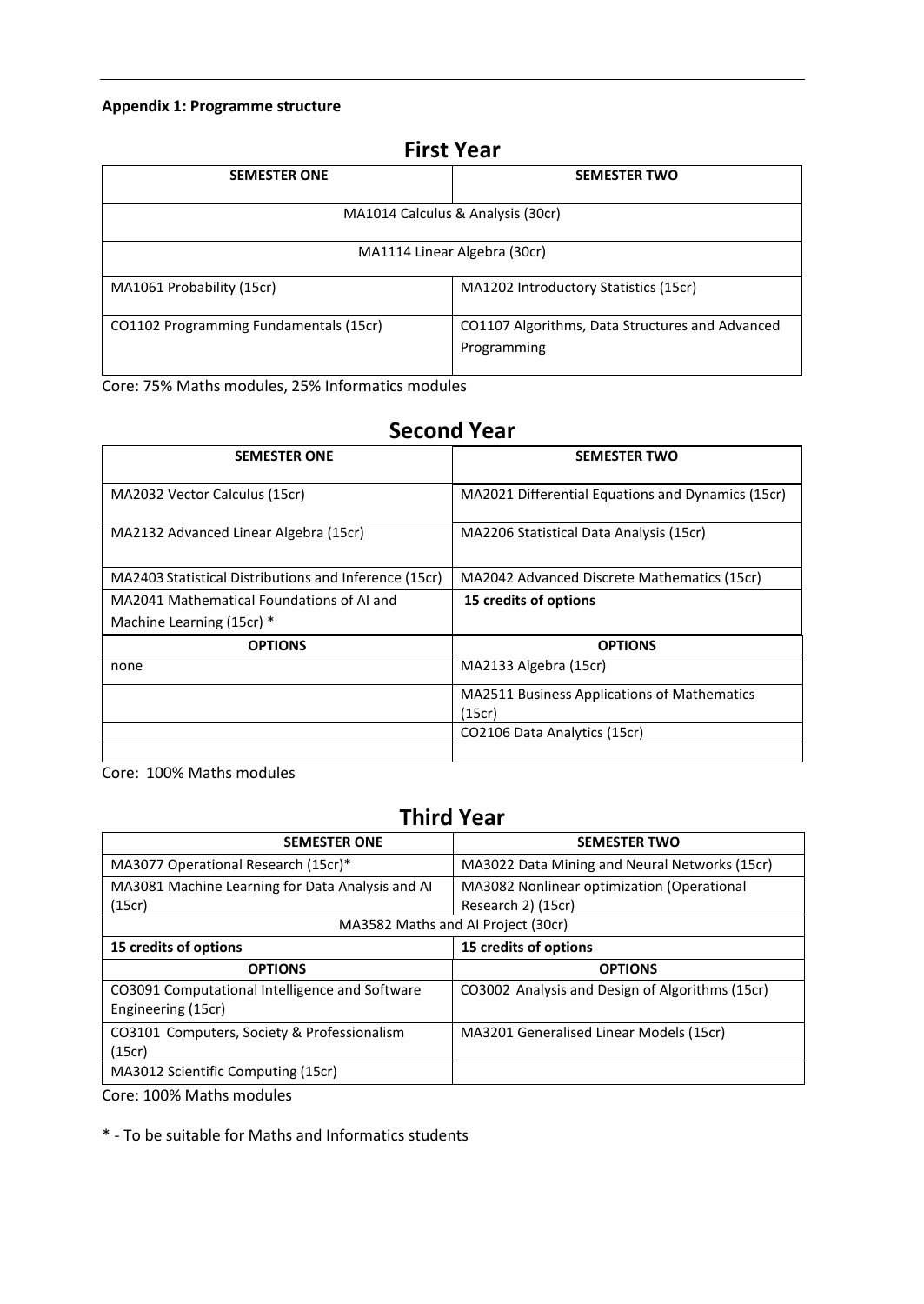**Appendix 1: Programme structure**

# First Year

| SEMESTER ONE | SEMESTER TWO |
|---|---|
| MA1014 Calculus & Analysis (30cr) | |
| MA1114 Linear Algebra (30cr) | |
| MA1061 Probability (15cr) | MA1202 Introductory Statistics (15cr) |
| CO1102 Programming Fundamentals (15cr) | CO1107 Algorithms, Data Structures and Advanced Programming |

Core: 75% Maths modules, 25% Informatics modules

# Second Year

| SEMESTER ONE | SEMESTER TWO |
|---|---|
| MA2032 Vector Calculus (15cr) | MA2021 Differential Equations and Dynamics (15cr) |
| MA2132 Advanced Linear Algebra (15cr) | MA2206 Statistical Data Analysis (15cr) |
| MA2403 Statistical Distributions and Inference (15cr) | MA2042 Advanced Discrete Mathematics (15cr) |
| MA2041 Mathematical Foundations of AI and Machine Learning (15cr) * | **15 credits of options** |
| **OPTIONS** | **OPTIONS** |
| none | MA2133 Algebra (15cr) |
| | MA2511 Business Applications of Mathematics (15cr) |
| | CO2106 Data Analytics (15cr) |
| | |

Core: 100% Maths modules

# Third Year

| SEMESTER ONE | SEMESTER TWO |
|---|---|
| MA3077 Operational Research (15cr)* | MA3022 Data Mining and Neural Networks (15cr) |
| MA3081 Machine Learning for Data Analysis and AI (15cr) | MA3082 Nonlinear optimization (Operational Research 2) (15cr) |
| MA3582 Maths and AI Project (30cr) | |
| **15 credits of options** | **15 credits of options** |
| **OPTIONS** | **OPTIONS** |
| CO3091 Computational Intelligence and Software Engineering (15cr) | CO3002 Analysis and Design of Algorithms (15cr) |
| CO3101 Computers, Society & Professionalism (15cr) | MA3201 Generalised Linear Models (15cr) |
| MA3012 Scientific Computing (15cr) | |

Core: 100% Maths modules

* - To be suitable for Maths and Informatics students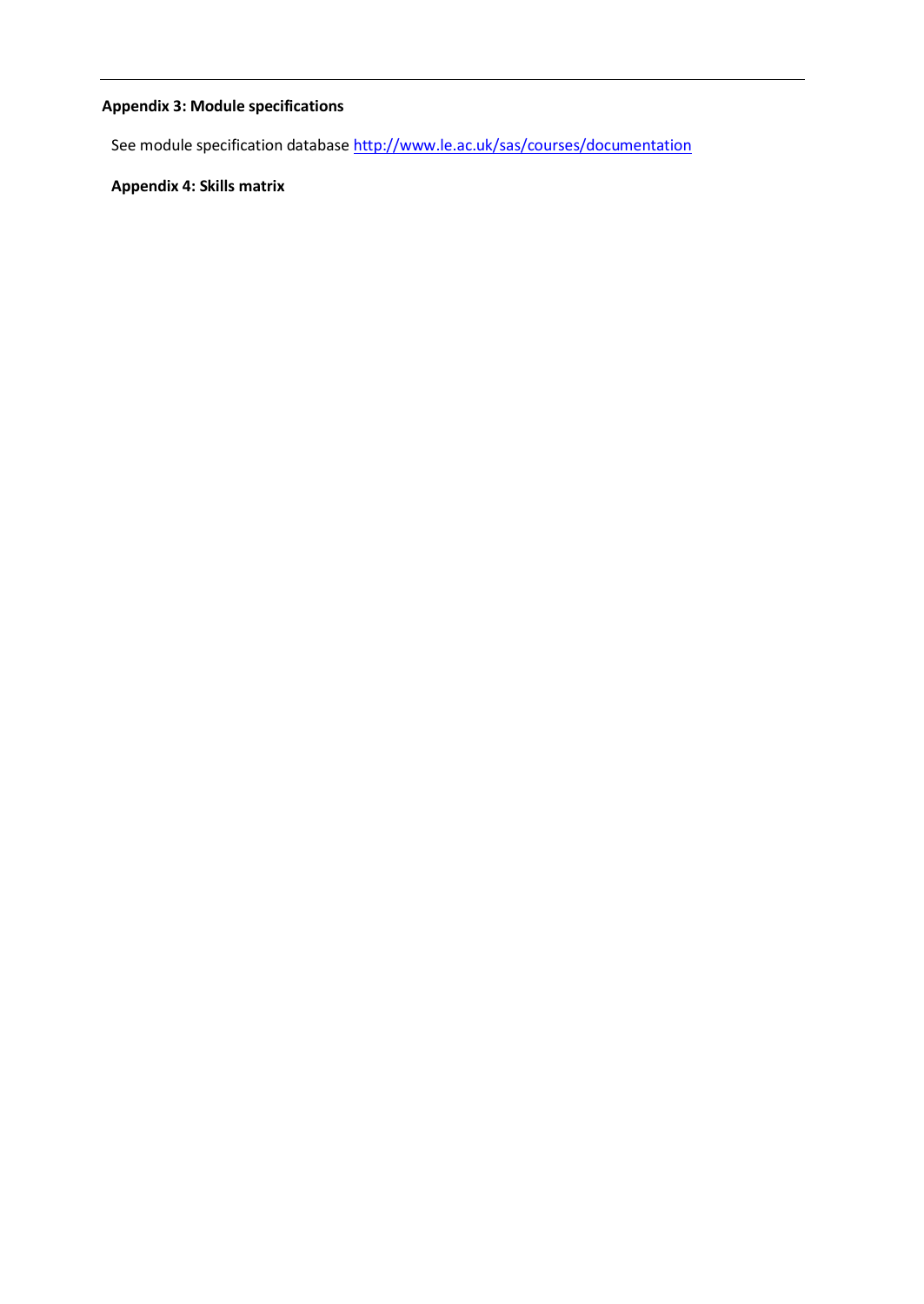**Appendix 3: Module specifications**

See module specification database http://www.le.ac.uk/sas/courses/documentation

**Appendix 4: Skills matrix**